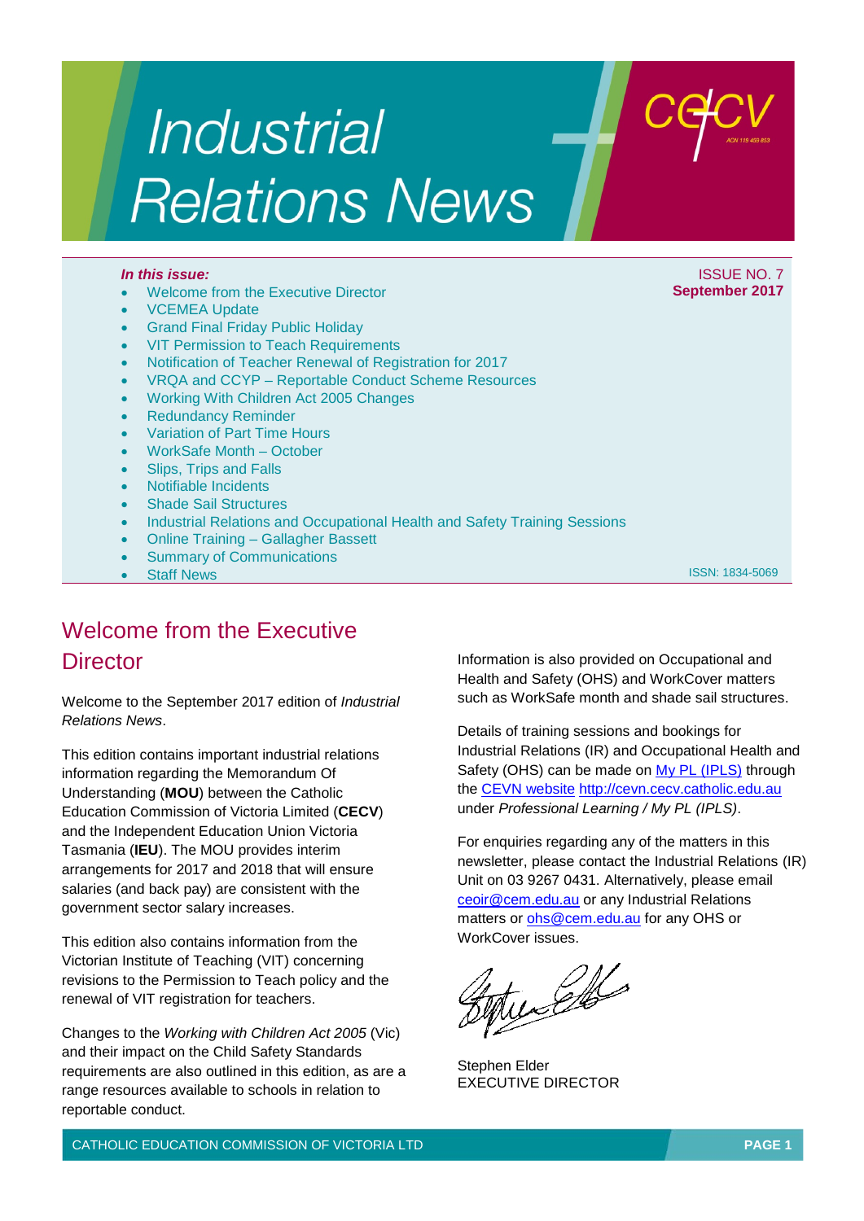# Industrial Relations News

*In this issue:*

- Welcome from the Executive Director
- VCEMEA Update
- Grand Final Friday Public Holiday
- VIT Permission to Teach Requirements
- Notification of Teacher Renewal of Registration for 2017
- VRQA and CCYP – Reportable Conduct Scheme Resources
- Working With Children Act 2005 Changes
- Redundancy Reminder
- Variation of Part Time Hours
- WorkSafe Month – October
- Slips, Trips and Falls
- Notifiable Incidents
- Shade Sail Structures
- Industrial Relations and Occupational Health and Safety Training Sessions
- Online Training – Gallagher Bassett
- Summary of Communications
- Staff News

ISSUE NO. 7
**September 2017**

ISSN: 1834-5069

## Welcome from the Executive Director

Welcome to the September 2017 edition of *Industrial Relations News*.

This edition contains important industrial relations information regarding the Memorandum Of Understanding (**MOU**) between the Catholic Education Commission of Victoria Limited (**CECV**) and the Independent Education Union Victoria Tasmania (**IEU**). The MOU provides interim arrangements for 2017 and 2018 that will ensure salaries (and back pay) are consistent with the government sector salary increases.

This edition also contains information from the Victorian Institute of Teaching (VIT) concerning revisions to the Permission to Teach policy and the renewal of VIT registration for teachers.

Changes to the *Working with Children Act 2005* (Vic) and their impact on the Child Safety Standards requirements are also outlined in this edition, as are a range resources available to schools in relation to reportable conduct.

Information is also provided on Occupational and Health and Safety (OHS) and WorkCover matters such as WorkSafe month and shade sail structures.

Details of training sessions and bookings for Industrial Relations (IR) and Occupational Health and Safety (OHS) can be made on My PL (IPLS) through the CEVN website http://cevn.cecv.catholic.edu.au under *Professional Learning / My PL (IPLS)*.

For enquiries regarding any of the matters in this newsletter, please contact the Industrial Relations (IR) Unit on 03 9267 0431. Alternatively, please email ceoir@cem.edu.au or any Industrial Relations matters or ohs@cem.edu.au for any OHS or WorkCover issues.

Stephen Elder
EXECUTIVE DIRECTOR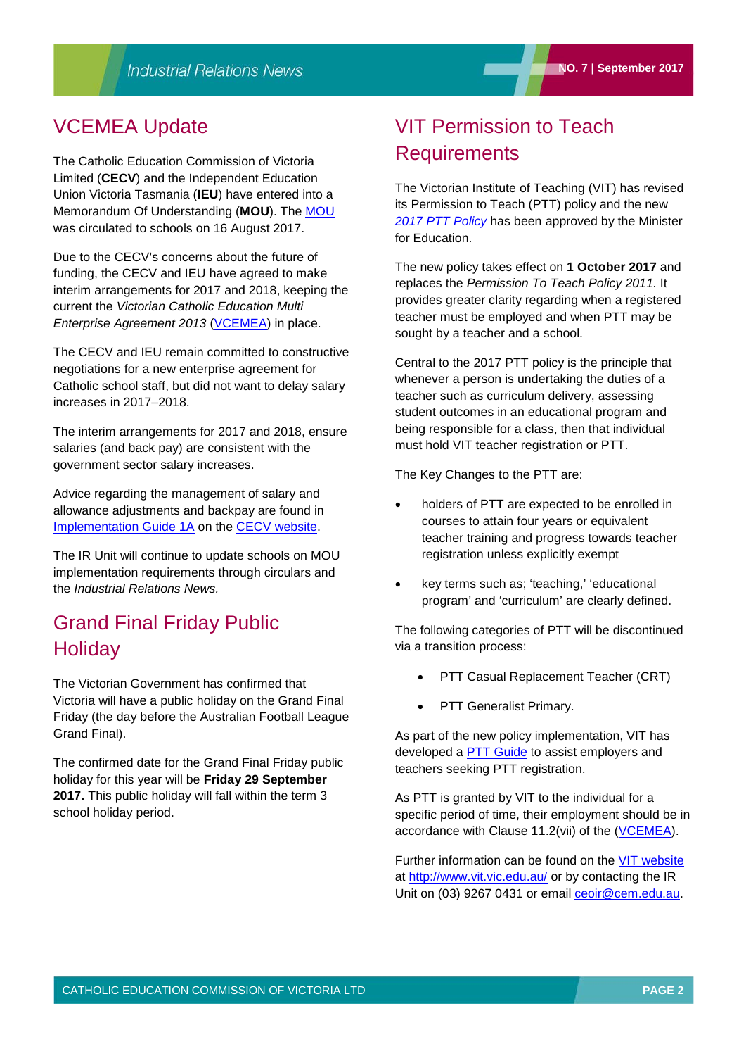## VCEMEA Update

The Catholic Education Commission of Victoria Limited (**CECV**) and the Independent Education Union Victoria Tasmania (**IEU**) have entered into a Memorandum Of Understanding (**MOU**). The MOU was circulated to schools on 16 August 2017.

Due to the CECV's concerns about the future of funding, the CECV and IEU have agreed to make interim arrangements for 2017 and 2018, keeping the current the *Victorian Catholic Education Multi Enterprise Agreement 2013* (VCEMEA) in place.

The CECV and IEU remain committed to constructive negotiations for a new enterprise agreement for Catholic school staff, but did not want to delay salary increases in 2017–2018.

The interim arrangements for 2017 and 2018, ensure salaries (and back pay) are consistent with the government sector salary increases.

Advice regarding the management of salary and allowance adjustments and backpay are found in Implementation Guide 1A on the CECV website.

The IR Unit will continue to update schools on MOU implementation requirements through circulars and the *Industrial Relations News.*

## Grand Final Friday Public Holiday

The Victorian Government has confirmed that Victoria will have a public holiday on the Grand Final Friday (the day before the Australian Football League Grand Final).

The confirmed date for the Grand Final Friday public holiday for this year will be **Friday 29 September 2017.** This public holiday will fall within the term 3 school holiday period.

## VIT Permission to Teach Requirements

The Victorian Institute of Teaching (VIT) has revised its Permission to Teach (PTT) policy and the new *2017 PTT Policy* has been approved by the Minister for Education.

The new policy takes effect on **1 October 2017** and replaces the *Permission To Teach Policy 2011.* It provides greater clarity regarding when a registered teacher must be employed and when PTT may be sought by a teacher and a school.

Central to the 2017 PTT policy is the principle that whenever a person is undertaking the duties of a teacher such as curriculum delivery, assessing student outcomes in an educational program and being responsible for a class, then that individual must hold VIT teacher registration or PTT.

The Key Changes to the PTT are:

- holders of PTT are expected to be enrolled in courses to attain four years or equivalent teacher training and progress towards teacher registration unless explicitly exempt
- key terms such as; 'teaching,' 'educational program' and 'curriculum' are clearly defined.

The following categories of PTT will be discontinued via a transition process:

- PTT Casual Replacement Teacher (CRT)
- PTT Generalist Primary.

As part of the new policy implementation, VIT has developed a PTT Guide to assist employers and teachers seeking PTT registration.

As PTT is granted by VIT to the individual for a specific period of time, their employment should be in accordance with Clause 11.2(vii) of the (VCEMEA).

Further information can be found on the VIT website at http://www.vit.vic.edu.au/ or by contacting the IR Unit on (03) 9267 0431 or email ceoir@cem.edu.au.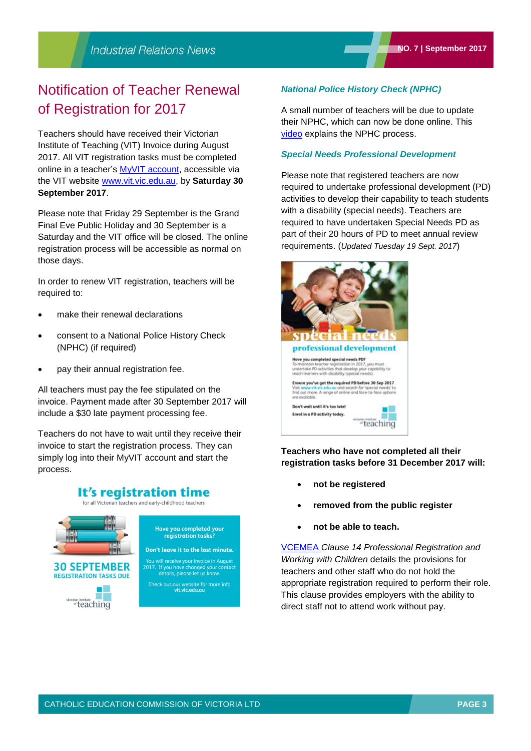# Notification of Teacher Renewal of Registration for 2017

Teachers should have received their Victorian Institute of Teaching (VIT) Invoice during August 2017. All VIT registration tasks must be completed online in a teacher's MyVIT account, accessible via the VIT website www.vit.vic.edu.au, by **Saturday 30 September 2017**.

Please note that Friday 29 September is the Grand Final Eve Public Holiday and 30 September is a Saturday and the VIT office will be closed. The online registration process will be accessible as normal on those days.

In order to renew VIT registration, teachers will be required to:

- make their renewal declarations
- consent to a National Police History Check (NPHC) (if required)
- pay their annual registration fee.

All teachers must pay the fee stipulated on the invoice. Payment made after 30 September 2017 will include a $30 late payment processing fee.

Teachers do not have to wait until they receive their invoice to start the registration process. They can simply log into their MyVIT account and start the process.

### *National Police History Check (NPHC)*

A small number of teachers will be due to update their NPHC, which can now be done online. This video explains the NPHC process.

### *Special Needs Professional Development*

Please note that registered teachers are now required to undertake professional development (PD) activities to develop their capability to teach students with a disability (special needs). Teachers are required to have undertaken Special Needs PD as part of their 20 hours of PD to meet annual review requirements. (*Updated Tuesday 19 Sept. 2017*)

**Teachers who have not completed all their registration tasks before 31 December 2017 will:**

- **not be registered**
- **removed from the public register**
- **not be able to teach.**

VCEMEA *Clause 14 Professional Registration and Working with Children* details the provisions for teachers and other staff who do not hold the appropriate registration required to perform their role. This clause provides employers with the ability to direct staff not to attend work without pay.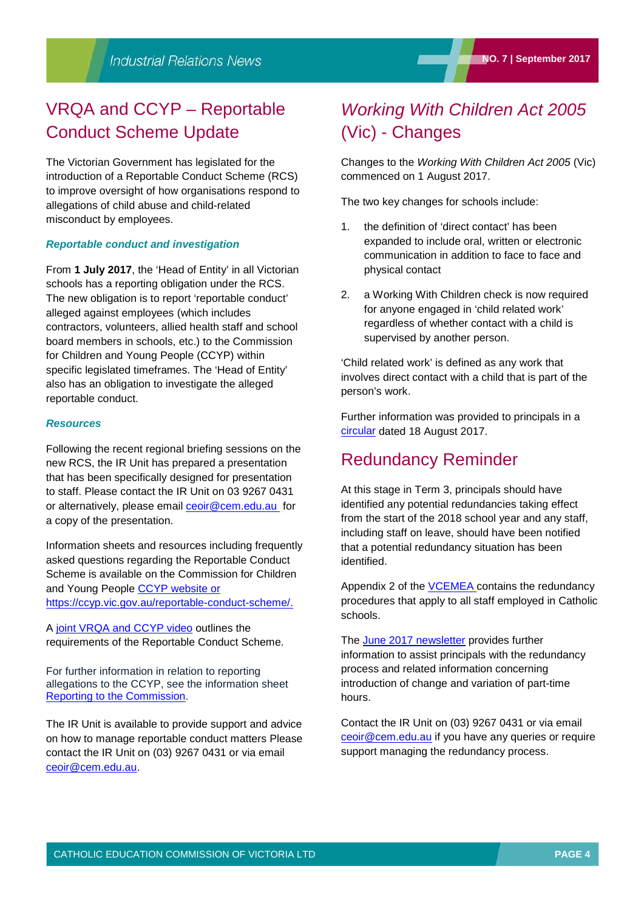## VRQA and CCYP – Reportable Conduct Scheme Update

The Victorian Government has legislated for the introduction of a Reportable Conduct Scheme (RCS) to improve oversight of how organisations respond to allegations of child abuse and child-related misconduct by employees.

### *Reportable conduct and investigation*

From **1 July 2017**, the 'Head of Entity' in all Victorian schools has a reporting obligation under the RCS. The new obligation is to report 'reportable conduct' alleged against employees (which includes contractors, volunteers, allied health staff and school board members in schools, etc.) to the Commission for Children and Young People (CCYP) within specific legislated timeframes. The 'Head of Entity' also has an obligation to investigate the alleged reportable conduct.

### *Resources*

Following the recent regional briefing sessions on the new RCS, the IR Unit has prepared a presentation that has been specifically designed for presentation to staff. Please contact the IR Unit on 03 9267 0431 or alternatively, please email ceoir@cem.edu.au for a copy of the presentation.

Information sheets and resources including frequently asked questions regarding the Reportable Conduct Scheme is available on the Commission for Children and Young People CCYP website or https://ccyp.vic.gov.au/reportable-conduct-scheme/.

A joint VRQA and CCYP video outlines the requirements of the Reportable Conduct Scheme.

For further information in relation to reporting allegations to the CCYP, see the information sheet Reporting to the Commission.

The IR Unit is available to provide support and advice on how to manage reportable conduct matters Please contact the IR Unit on (03) 9267 0431 or via email ceoir@cem.edu.au.

## *Working With Children Act 2005* (Vic) - Changes

Changes to the *Working With Children Act 2005* (Vic) commenced on 1 August 2017.

The two key changes for schools include:

1. the definition of 'direct contact' has been expanded to include oral, written or electronic communication in addition to face to face and physical contact
2. a Working With Children check is now required for anyone engaged in 'child related work' regardless of whether contact with a child is supervised by another person.

'Child related work' is defined as any work that involves direct contact with a child that is part of the person's work.

Further information was provided to principals in a circular dated 18 August 2017.

## Redundancy Reminder

At this stage in Term 3, principals should have identified any potential redundancies taking effect from the start of the 2018 school year and any staff, including staff on leave, should have been notified that a potential redundancy situation has been identified.

Appendix 2 of the VCEMEA contains the redundancy procedures that apply to all staff employed in Catholic schools.

The June 2017 newsletter provides further information to assist principals with the redundancy process and related information concerning introduction of change and variation of part-time hours.

Contact the IR Unit on (03) 9267 0431 or via email ceoir@cem.edu.au if you have any queries or require support managing the redundancy process.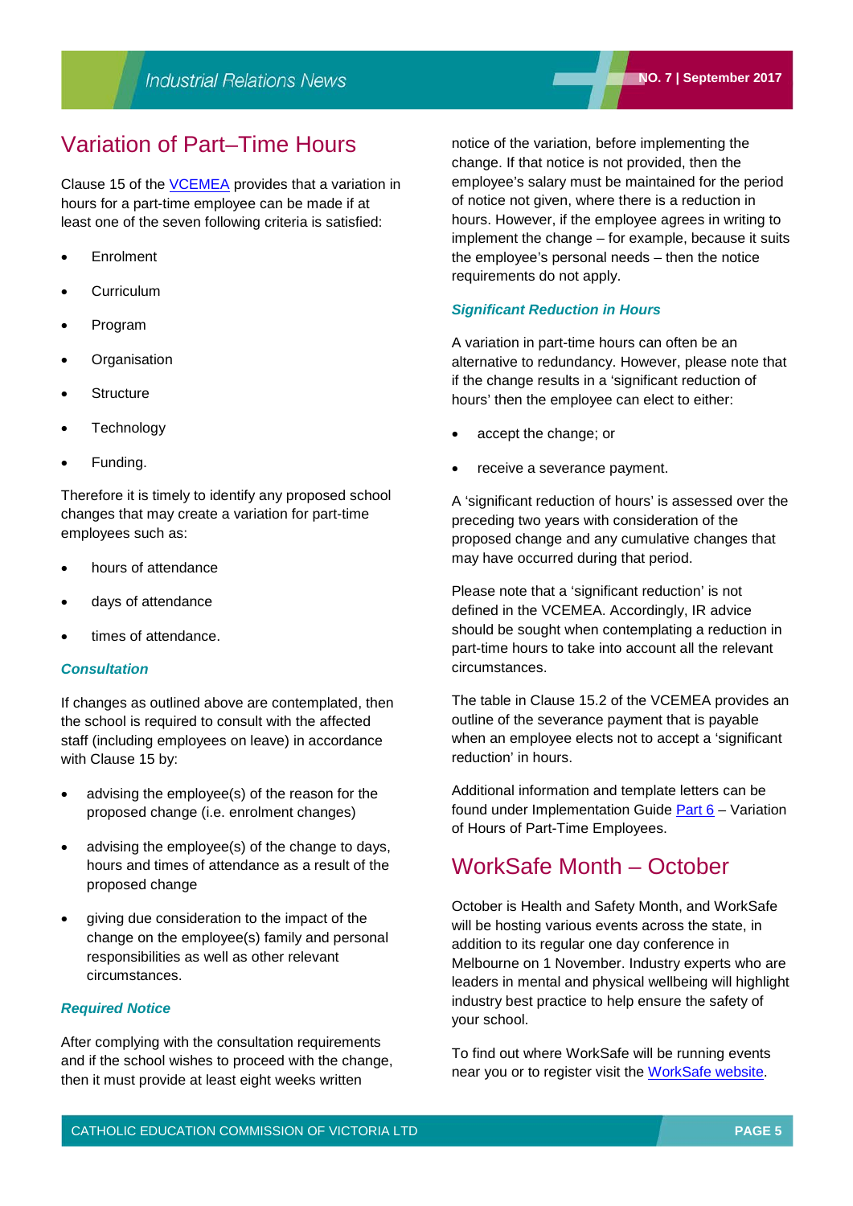## Variation of Part–Time Hours

Clause 15 of the VCEMEA provides that a variation in hours for a part-time employee can be made if at least one of the seven following criteria is satisfied:

- Enrolment
- Curriculum
- Program
- Organisation
- Structure
- Technology
- Funding.

Therefore it is timely to identify any proposed school changes that may create a variation for part-time employees such as:

- hours of attendance
- days of attendance
- times of attendance.

### *Consultation*

If changes as outlined above are contemplated, then the school is required to consult with the affected staff (including employees on leave) in accordance with Clause 15 by:

- advising the employee(s) of the reason for the proposed change (i.e. enrolment changes)
- advising the employee(s) of the change to days, hours and times of attendance as a result of the proposed change
- giving due consideration to the impact of the change on the employee(s) family and personal responsibilities as well as other relevant circumstances.

### *Required Notice*

After complying with the consultation requirements and if the school wishes to proceed with the change, then it must provide at least eight weeks written notice of the variation, before implementing the change. If that notice is not provided, then the employee's salary must be maintained for the period of notice not given, where there is a reduction in hours. However, if the employee agrees in writing to implement the change – for example, because it suits the employee's personal needs – then the notice requirements do not apply.

### *Significant Reduction in Hours*

A variation in part-time hours can often be an alternative to redundancy. However, please note that if the change results in a 'significant reduction of hours' then the employee can elect to either:

- accept the change; or
- receive a severance payment.

A 'significant reduction of hours' is assessed over the preceding two years with consideration of the proposed change and any cumulative changes that may have occurred during that period.

Please note that a 'significant reduction' is not defined in the VCEMEA. Accordingly, IR advice should be sought when contemplating a reduction in part-time hours to take into account all the relevant circumstances.

The table in Clause 15.2 of the VCEMEA provides an outline of the severance payment that is payable when an employee elects not to accept a 'significant reduction' in hours.

Additional information and template letters can be found under Implementation Guide Part 6 – Variation of Hours of Part-Time Employees.

## WorkSafe Month – October

October is Health and Safety Month, and WorkSafe will be hosting various events across the state, in addition to its regular one day conference in Melbourne on 1 November. Industry experts who are leaders in mental and physical wellbeing will highlight industry best practice to help ensure the safety of your school.

To find out where WorkSafe will be running events near you or to register visit the WorkSafe website.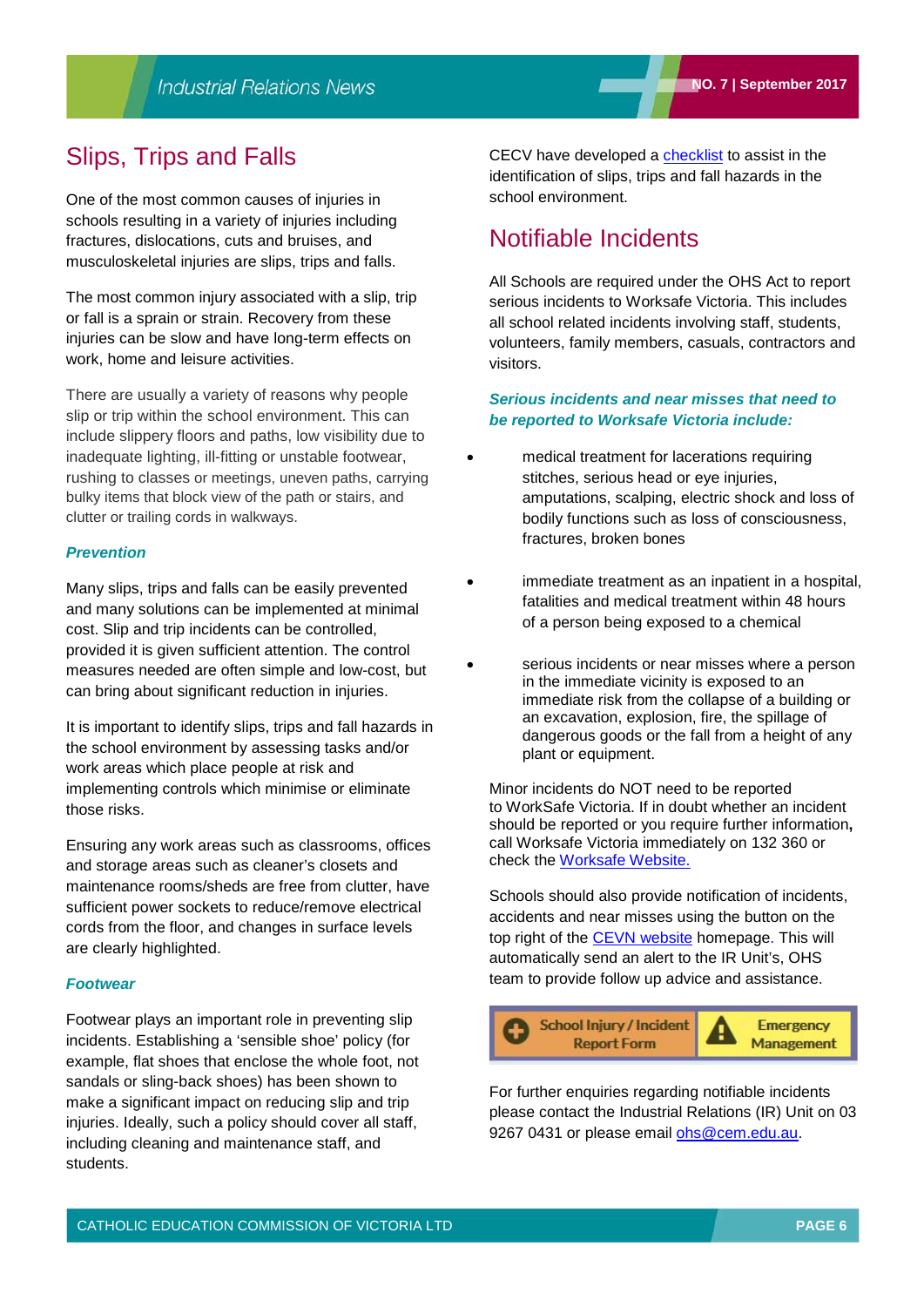# Slips, Trips and Falls

One of the most common causes of injuries in schools resulting in a variety of injuries including fractures, dislocations, cuts and bruises, and musculoskeletal injuries are slips, trips and falls.

The most common injury associated with a slip, trip or fall is a sprain or strain. Recovery from these injuries can be slow and have long-term effects on work, home and leisure activities.

There are usually a variety of reasons why people slip or trip within the school environment. This can include slippery floors and paths, low visibility due to inadequate lighting, ill-fitting or unstable footwear, rushing to classes or meetings, uneven paths, carrying bulky items that block view of the path or stairs, and clutter or trailing cords in walkways.

***Prevention***

Many slips, trips and falls can be easily prevented and many solutions can be implemented at minimal cost. Slip and trip incidents can be controlled, provided it is given sufficient attention. The control measures needed are often simple and low-cost, but can bring about significant reduction in injuries.

It is important to identify slips, trips and fall hazards in the school environment by assessing tasks and/or work areas which place people at risk and implementing controls which minimise or eliminate those risks.

Ensuring any work areas such as classrooms, offices and storage areas such as cleaner's closets and maintenance rooms/sheds are free from clutter, have sufficient power sockets to reduce/remove electrical cords from the floor, and changes in surface levels are clearly highlighted.

***Footwear***

Footwear plays an important role in preventing slip incidents. Establishing a 'sensible shoe' policy (for example, flat shoes that enclose the whole foot, not sandals or sling-back shoes) has been shown to make a significant impact on reducing slip and trip injuries. Ideally, such a policy should cover all staff, including cleaning and maintenance staff, and students.

CECV have developed a checklist to assist in the identification of slips, trips and fall hazards in the school environment.

# Notifiable Incidents

All Schools are required under the OHS Act to report serious incidents to Worksafe Victoria. This includes all school related incidents involving staff, students, volunteers, family members, casuals, contractors and visitors.

***Serious incidents and near misses that need to be reported to Worksafe Victoria include:***

- medical treatment for lacerations requiring stitches, serious head or eye injuries, amputations, scalping, electric shock and loss of bodily functions such as loss of consciousness, fractures, broken bones
- immediate treatment as an inpatient in a hospital, fatalities and medical treatment within 48 hours of a person being exposed to a chemical
- serious incidents or near misses where a person in the immediate vicinity is exposed to an immediate risk from the collapse of a building or an excavation, explosion, fire, the spillage of dangerous goods or the fall from a height of any plant or equipment.

Minor incidents do NOT need to be reported to WorkSafe Victoria. If in doubt whether an incident should be reported or you require further information**,** call Worksafe Victoria immediately on 132 360 or check the Worksafe Website.

Schools should also provide notification of incidents, accidents and near misses using the button on the top right of the CEVN website homepage. This will automatically send an alert to the IR Unit's, OHS team to provide follow up advice and assistance.

| School Injury / Incident Report Form | Emergency Management |
| --- | --- |

For further enquiries regarding notifiable incidents please contact the Industrial Relations (IR) Unit on 03 9267 0431 or please email ohs@cem.edu.au.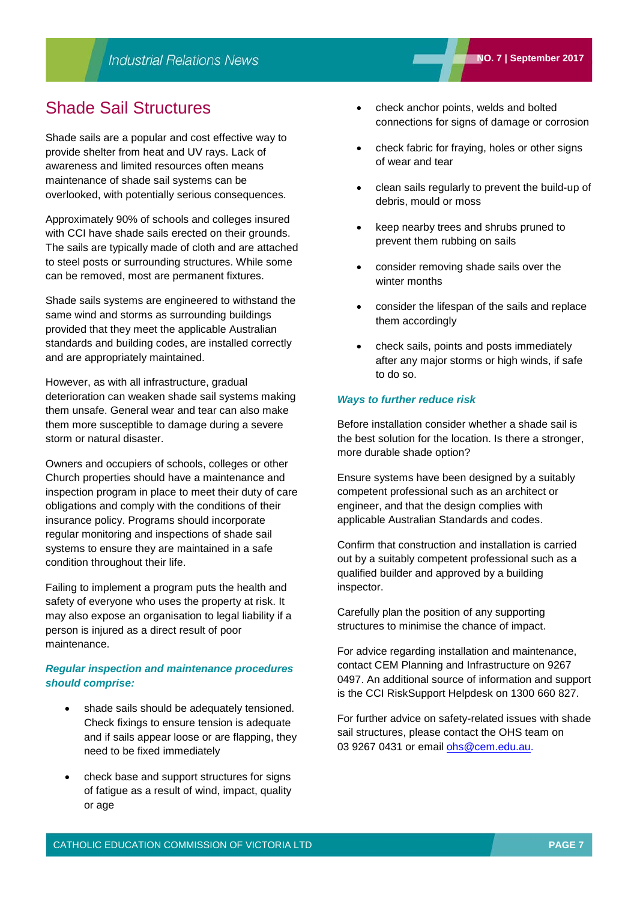# Shade Sail Structures

Shade sails are a popular and cost effective way to provide shelter from heat and UV rays. Lack of awareness and limited resources often means maintenance of shade sail systems can be overlooked, with potentially serious consequences.

Approximately 90% of schools and colleges insured with CCI have shade sails erected on their grounds. The sails are typically made of cloth and are attached to steel posts or surrounding structures. While some can be removed, most are permanent fixtures.

Shade sails systems are engineered to withstand the same wind and storms as surrounding buildings provided that they meet the applicable Australian standards and building codes, are installed correctly and are appropriately maintained.

However, as with all infrastructure, gradual deterioration can weaken shade sail systems making them unsafe. General wear and tear can also make them more susceptible to damage during a severe storm or natural disaster.

Owners and occupiers of schools, colleges or other Church properties should have a maintenance and inspection program in place to meet their duty of care obligations and comply with the conditions of their insurance policy. Programs should incorporate regular monitoring and inspections of shade sail systems to ensure they are maintained in a safe condition throughout their life.

Failing to implement a program puts the health and safety of everyone who uses the property at risk. It may also expose an organisation to legal liability if a person is injured as a direct result of poor maintenance.

### *Regular inspection and maintenance procedures should comprise:*

- shade sails should be adequately tensioned. Check fixings to ensure tension is adequate and if sails appear loose or are flapping, they need to be fixed immediately
- check base and support structures for signs of fatigue as a result of wind, impact, quality or age
- check anchor points, welds and bolted connections for signs of damage or corrosion
- check fabric for fraying, holes or other signs of wear and tear
- clean sails regularly to prevent the build-up of debris, mould or moss
- keep nearby trees and shrubs pruned to prevent them rubbing on sails
- consider removing shade sails over the winter months
- consider the lifespan of the sails and replace them accordingly
- check sails, points and posts immediately after any major storms or high winds, if safe to do so.

### *Ways to further reduce risk*

Before installation consider whether a shade sail is the best solution for the location. Is there a stronger, more durable shade option?

Ensure systems have been designed by a suitably competent professional such as an architect or engineer, and that the design complies with applicable Australian Standards and codes.

Confirm that construction and installation is carried out by a suitably competent professional such as a qualified builder and approved by a building inspector.

Carefully plan the position of any supporting structures to minimise the chance of impact.

For advice regarding installation and maintenance, contact CEM Planning and Infrastructure on 9267 0497. An additional source of information and support is the CCI RiskSupport Helpdesk on 1300 660 827.

For further advice on safety-related issues with shade sail structures, please contact the OHS team on 03 9267 0431 or email ohs@cem.edu.au.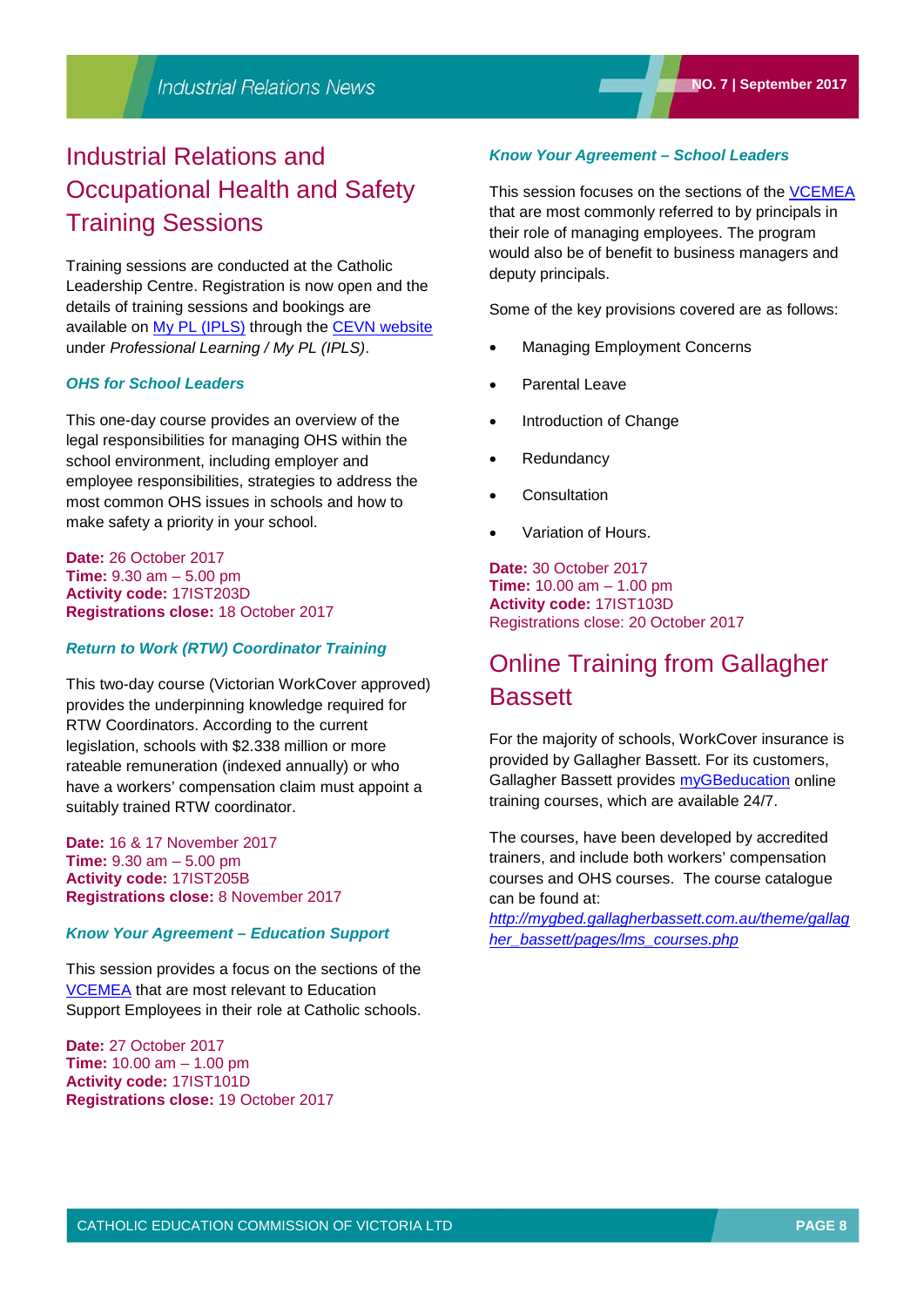# Industrial Relations and Occupational Health and Safety Training Sessions

Training sessions are conducted at the Catholic Leadership Centre. Registration is now open and the details of training sessions and bookings are available on My PL (IPLS) through the CEVN website under *Professional Learning / My PL (IPLS)*.

### *OHS for School Leaders*

This one-day course provides an overview of the legal responsibilities for managing OHS within the school environment, including employer and employee responsibilities, strategies to address the most common OHS issues in schools and how to make safety a priority in your school.

**Date:** 26 October 2017
**Time:** 9.30 am – 5.00 pm
**Activity code:** 17IST203D
**Registrations close:** 18 October 2017

### *Return to Work (RTW) Coordinator Training*

This two-day course (Victorian WorkCover approved) provides the underpinning knowledge required for RTW Coordinators. According to the current legislation, schools with $2.338 million or more rateable remuneration (indexed annually) or who have a workers' compensation claim must appoint a suitably trained RTW coordinator.

**Date:** 16 & 17 November 2017
**Time:** 9.30 am – 5.00 pm
**Activity code:** 17IST205B
**Registrations close:** 8 November 2017

### *Know Your Agreement – Education Support*

This session provides a focus on the sections of the VCEMEA that are most relevant to Education Support Employees in their role at Catholic schools.

**Date:** 27 October 2017
**Time:** 10.00 am – 1.00 pm
**Activity code:** 17IST101D
**Registrations close:** 19 October 2017

### *Know Your Agreement – School Leaders*

This session focuses on the sections of the VCEMEA that are most commonly referred to by principals in their role of managing employees. The program would also be of benefit to business managers and deputy principals.

Some of the key provisions covered are as follows:

- Managing Employment Concerns
- Parental Leave
- Introduction of Change
- Redundancy
- Consultation
- Variation of Hours.

**Date:** 30 October 2017
**Time:** 10.00 am – 1.00 pm
**Activity code:** 17IST103D
Registrations close: 20 October 2017

# Online Training from Gallagher Bassett

For the majority of schools, WorkCover insurance is provided by Gallagher Bassett. For its customers, Gallagher Bassett provides myGBeducation online training courses, which are available 24/7.

The courses, have been developed by accredited trainers, and include both workers' compensation courses and OHS courses. The course catalogue can be found at:
*http://mygbed.gallagherbassett.com.au/theme/gallagher_bassett/pages/lms_courses.php*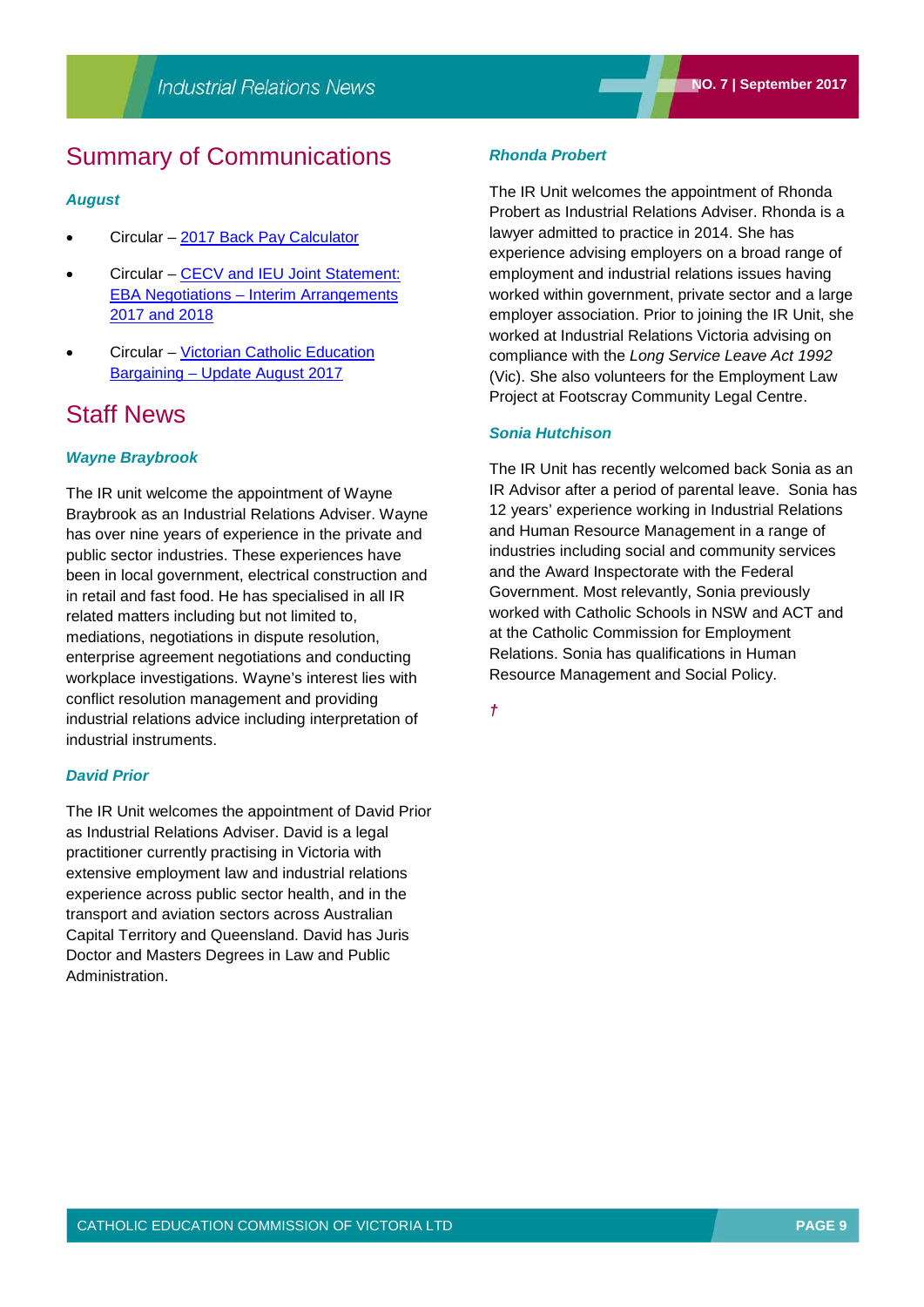## Summary of Communications

### *August*

- Circular – [2017 Back Pay Calculator]
- Circular – [CECV and IEU Joint Statement: EBA Negotiations – Interim Arrangements 2017 and 2018]
- Circular – [Victorian Catholic Education Bargaining – Update August 2017]

## Staff News

### *Wayne Braybrook*

The IR unit welcome the appointment of Wayne Braybrook as an Industrial Relations Adviser. Wayne has over nine years of experience in the private and public sector industries. These experiences have been in local government, electrical construction and in retail and fast food. He has specialised in all IR related matters including but not limited to, mediations, negotiations in dispute resolution, enterprise agreement negotiations and conducting workplace investigations. Wayne's interest lies with conflict resolution management and providing industrial relations advice including interpretation of industrial instruments.

### *David Prior*

The IR Unit welcomes the appointment of David Prior as Industrial Relations Adviser. David is a legal practitioner currently practising in Victoria with extensive employment law and industrial relations experience across public sector health, and in the transport and aviation sectors across Australian Capital Territory and Queensland. David has Juris Doctor and Masters Degrees in Law and Public Administration.

### *Rhonda Probert*

The IR Unit welcomes the appointment of Rhonda Probert as Industrial Relations Adviser. Rhonda is a lawyer admitted to practice in 2014. She has experience advising employers on a broad range of employment and industrial relations issues having worked within government, private sector and a large employer association. Prior to joining the IR Unit, she worked at Industrial Relations Victoria advising on compliance with the *Long Service Leave Act 1992* (Vic). She also volunteers for the Employment Law Project at Footscray Community Legal Centre.

### *Sonia Hutchison*

The IR Unit has recently welcomed back Sonia as an IR Advisor after a period of parental leave. Sonia has 12 years' experience working in Industrial Relations and Human Resource Management in a range of industries including social and community services and the Award Inspectorate with the Federal Government. Most relevantly, Sonia previously worked with Catholic Schools in NSW and ACT and at the Catholic Commission for Employment Relations. Sonia has qualifications in Human Resource Management and Social Policy.

†